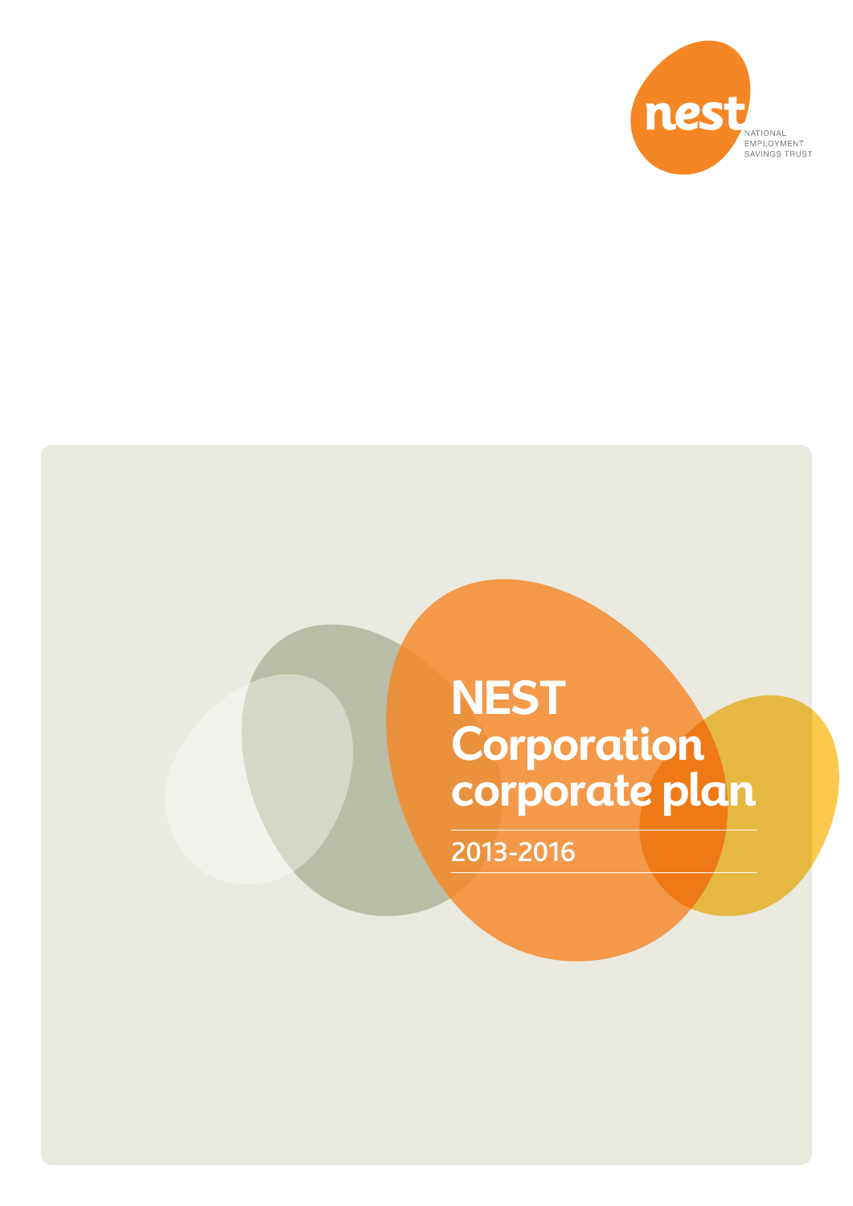nest

NATIONAL EMPLOYMENT SAVINGS TRUST

# NEST Corporation corporate plan

2013-2016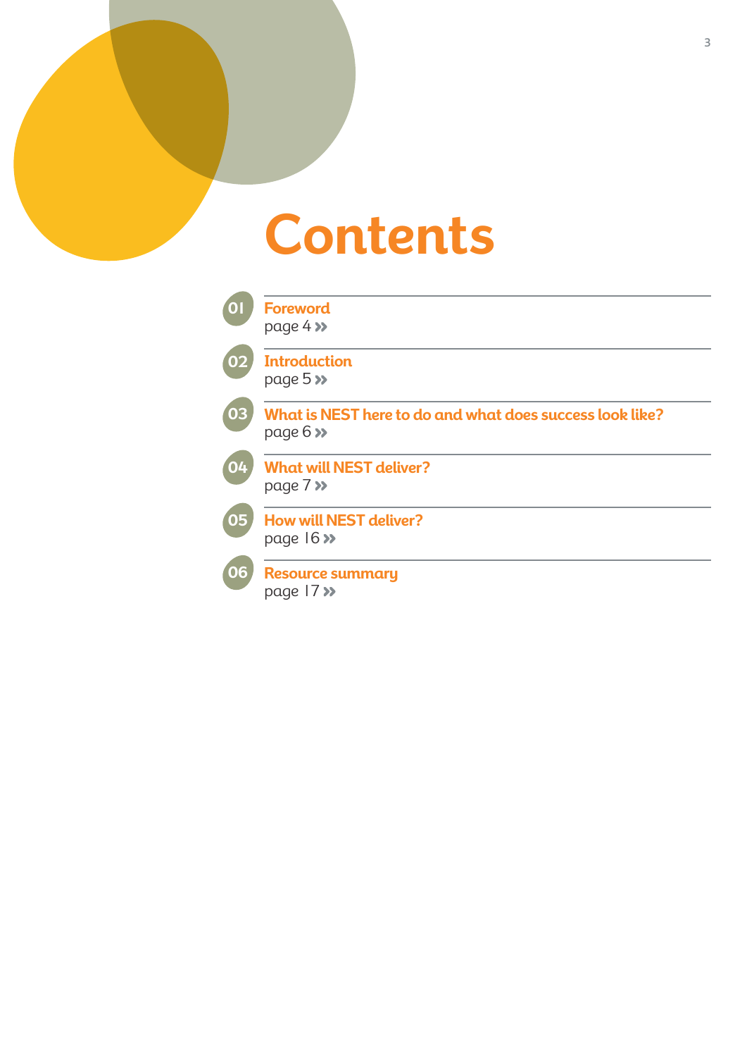# Contents

01 **Foreword**
page 4 »

02 **Introduction**
page 5 »

03 **What is NEST here to do and what does success look like?**
page 6 »

04 **What will NEST deliver?**
page 7 »

05 **How will NEST deliver?**
page 16 »

06 **Resource summary**
page 17 »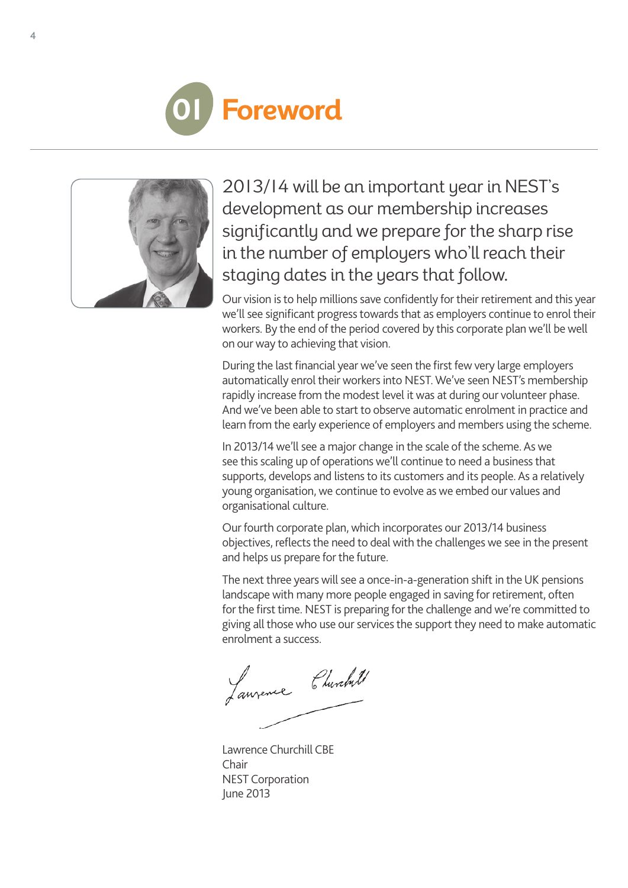# 01 Foreword

2013/14 will be an important year in NEST's development as our membership increases significantly and we prepare for the sharp rise in the number of employers who'll reach their staging dates in the years that follow.

Our vision is to help millions save confidently for their retirement and this year we'll see significant progress towards that as employers continue to enrol their workers. By the end of the period covered by this corporate plan we'll be well on our way to achieving that vision.

During the last financial year we've seen the first few very large employers automatically enrol their workers into NEST. We've seen NEST's membership rapidly increase from the modest level it was at during our volunteer phase. And we've been able to start to observe automatic enrolment in practice and learn from the early experience of employers and members using the scheme.

In 2013/14 we'll see a major change in the scale of the scheme. As we see this scaling up of operations we'll continue to need a business that supports, develops and listens to its customers and its people. As a relatively young organisation, we continue to evolve as we embed our values and organisational culture.

Our fourth corporate plan, which incorporates our 2013/14 business objectives, reflects the need to deal with the challenges we see in the present and helps us prepare for the future.

The next three years will see a once-in-a-generation shift in the UK pensions landscape with many more people engaged in saving for retirement, often for the first time. NEST is preparing for the challenge and we're committed to giving all those who use our services the support they need to make automatic enrolment a success.

Lawrence Churchill CBE
Chair
NEST Corporation
June 2013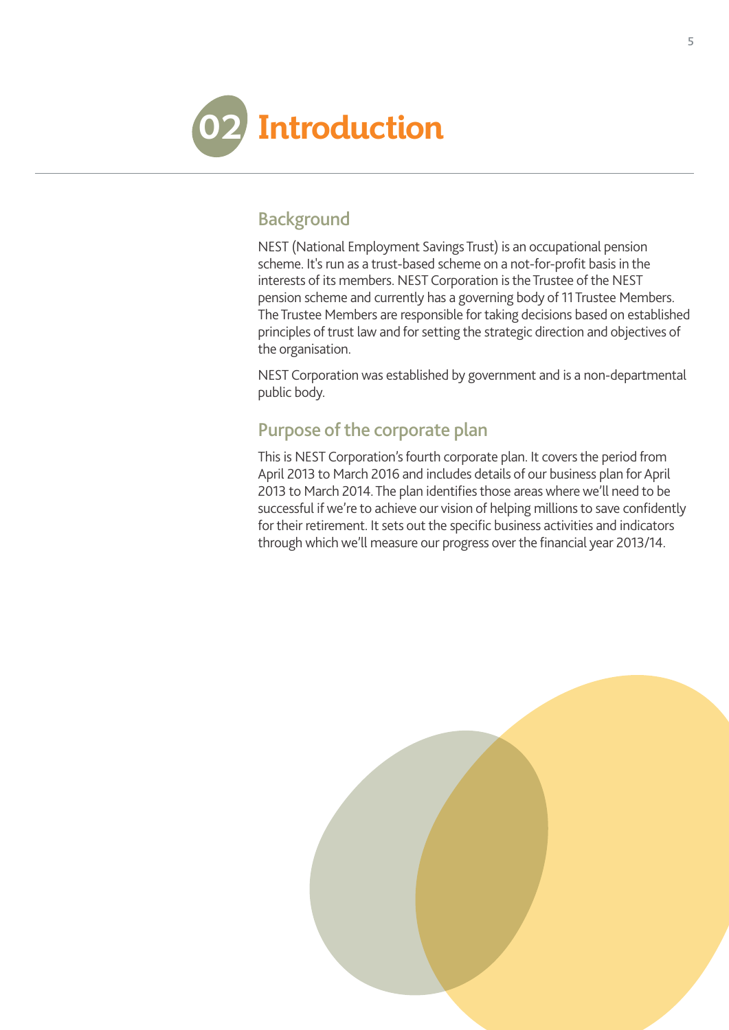# 02 Introduction

## Background

NEST (National Employment Savings Trust) is an occupational pension scheme. It's run as a trust-based scheme on a not-for-profit basis in the interests of its members. NEST Corporation is the Trustee of the NEST pension scheme and currently has a governing body of 11 Trustee Members. The Trustee Members are responsible for taking decisions based on established principles of trust law and for setting the strategic direction and objectives of the organisation.

NEST Corporation was established by government and is a non-departmental public body.

## Purpose of the corporate plan

This is NEST Corporation's fourth corporate plan. It covers the period from April 2013 to March 2016 and includes details of our business plan for April 2013 to March 2014. The plan identifies those areas where we'll need to be successful if we're to achieve our vision of helping millions to save confidently for their retirement. It sets out the specific business activities and indicators through which we'll measure our progress over the financial year 2013/14.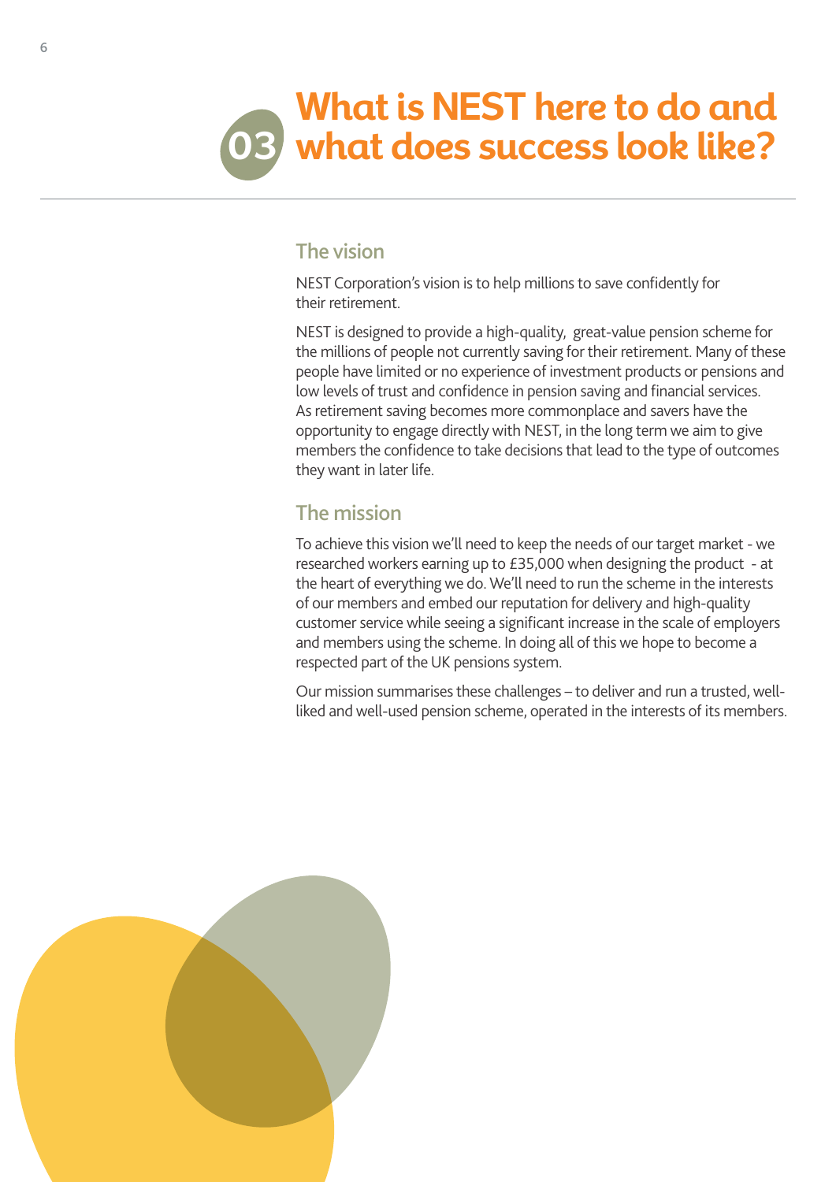# 03 What is NEST here to do and what does success look like?

## The vision

NEST Corporation's vision is to help millions to save confidently for their retirement.

NEST is designed to provide a high-quality, great-value pension scheme for the millions of people not currently saving for their retirement. Many of these people have limited or no experience of investment products or pensions and low levels of trust and confidence in pension saving and financial services. As retirement saving becomes more commonplace and savers have the opportunity to engage directly with NEST, in the long term we aim to give members the confidence to take decisions that lead to the type of outcomes they want in later life.

## The mission

To achieve this vision we'll need to keep the needs of our target market - we researched workers earning up to £35,000 when designing the product - at the heart of everything we do. We'll need to run the scheme in the interests of our members and embed our reputation for delivery and high-quality customer service while seeing a significant increase in the scale of employers and members using the scheme. In doing all of this we hope to become a respected part of the UK pensions system.

Our mission summarises these challenges – to deliver and run a trusted, well-liked and well-used pension scheme, operated in the interests of its members.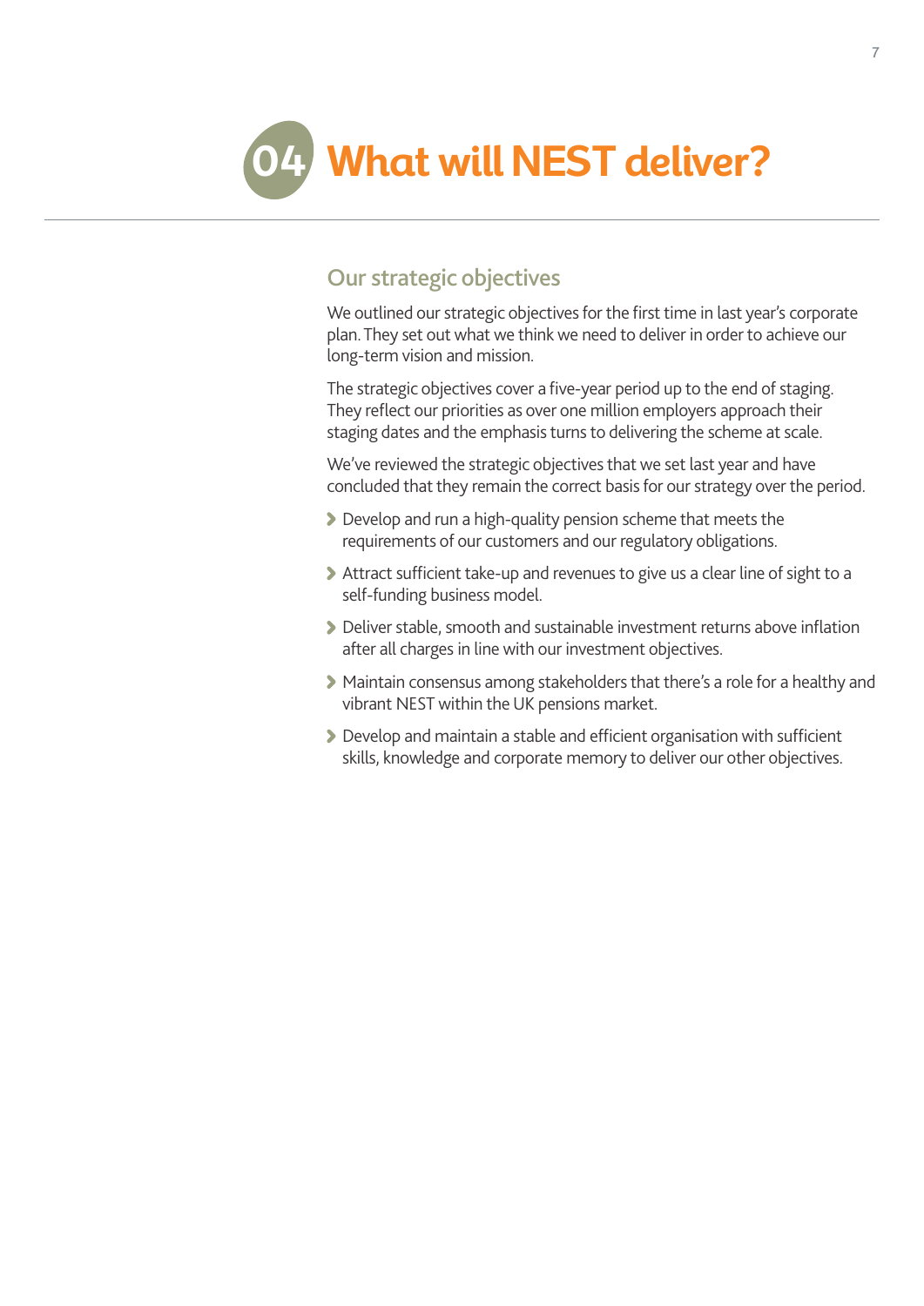# 04 What will NEST deliver?

## Our strategic objectives

We outlined our strategic objectives for the first time in last year's corporate plan. They set out what we think we need to deliver in order to achieve our long-term vision and mission.

The strategic objectives cover a five-year period up to the end of staging. They reflect our priorities as over one million employers approach their staging dates and the emphasis turns to delivering the scheme at scale.

We've reviewed the strategic objectives that we set last year and have concluded that they remain the correct basis for our strategy over the period.

- Develop and run a high-quality pension scheme that meets the requirements of our customers and our regulatory obligations.
- Attract sufficient take-up and revenues to give us a clear line of sight to a self-funding business model.
- Deliver stable, smooth and sustainable investment returns above inflation after all charges in line with our investment objectives.
- Maintain consensus among stakeholders that there's a role for a healthy and vibrant NEST within the UK pensions market.
- Develop and maintain a stable and efficient organisation with sufficient skills, knowledge and corporate memory to deliver our other objectives.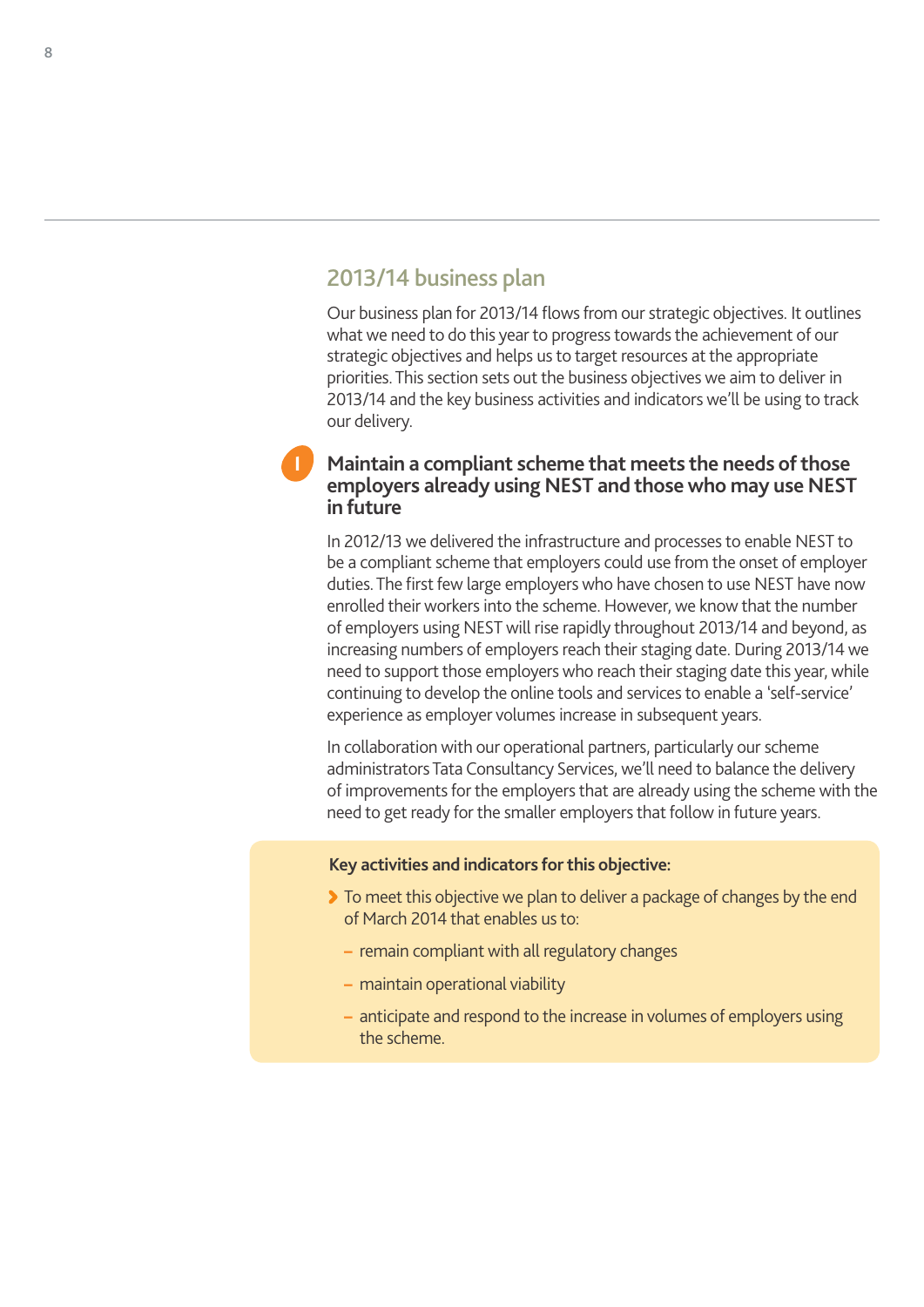## 2013/14 business plan

Our business plan for 2013/14 flows from our strategic objectives. It outlines what we need to do this year to progress towards the achievement of our strategic objectives and helps us to target resources at the appropriate priorities. This section sets out the business objectives we aim to deliver in 2013/14 and the key business activities and indicators we'll be using to track our delivery.

### I Maintain a compliant scheme that meets the needs of those employers already using NEST and those who may use NEST in future

In 2012/13 we delivered the infrastructure and processes to enable NEST to be a compliant scheme that employers could use from the onset of employer duties. The first few large employers who have chosen to use NEST have now enrolled their workers into the scheme. However, we know that the number of employers using NEST will rise rapidly throughout 2013/14 and beyond, as increasing numbers of employers reach their staging date. During 2013/14 we need to support those employers who reach their staging date this year, while continuing to develop the online tools and services to enable a 'self-service' experience as employer volumes increase in subsequent years.

In collaboration with our operational partners, particularly our scheme administrators Tata Consultancy Services, we'll need to balance the delivery of improvements for the employers that are already using the scheme with the need to get ready for the smaller employers that follow in future years.

**Key activities and indicators for this objective:**

- To meet this objective we plan to deliver a package of changes by the end of March 2014 that enables us to:
  - remain compliant with all regulatory changes
  - maintain operational viability
  - anticipate and respond to the increase in volumes of employers using the scheme.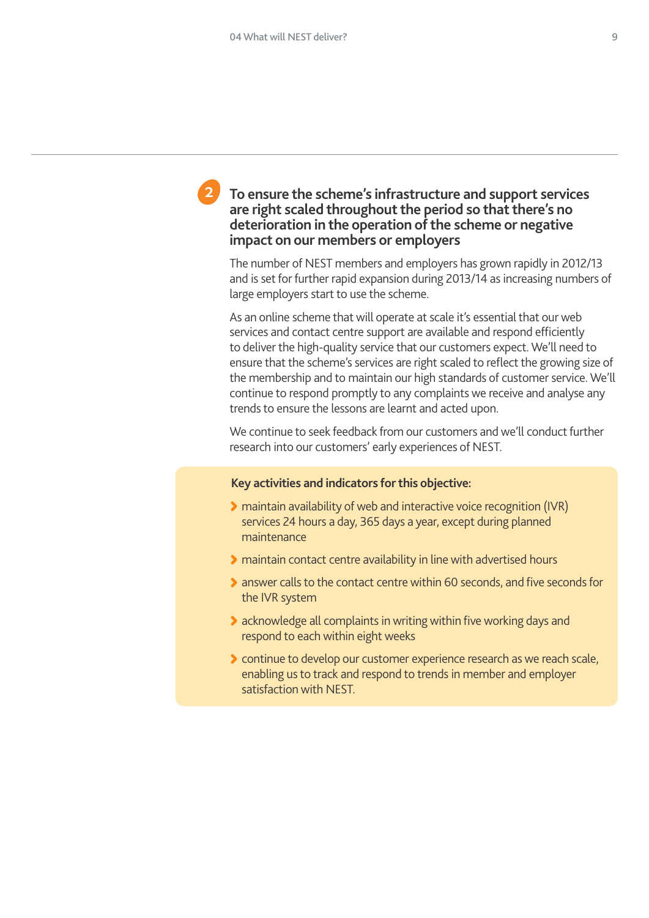## 2 To ensure the scheme's infrastructure and support services are right scaled throughout the period so that there's no deterioration in the operation of the scheme or negative impact on our members or employers

The number of NEST members and employers has grown rapidly in 2012/13 and is set for further rapid expansion during 2013/14 as increasing numbers of large employers start to use the scheme.

As an online scheme that will operate at scale it's essential that our web services and contact centre support are available and respond efficiently to deliver the high-quality service that our customers expect. We'll need to ensure that the scheme's services are right scaled to reflect the growing size of the membership and to maintain our high standards of customer service. We'll continue to respond promptly to any complaints we receive and analyse any trends to ensure the lessons are learnt and acted upon.

We continue to seek feedback from our customers and we'll conduct further research into our customers' early experiences of NEST.

**Key activities and indicators for this objective:**

- maintain availability of web and interactive voice recognition (IVR) services 24 hours a day, 365 days a year, except during planned maintenance
- maintain contact centre availability in line with advertised hours
- answer calls to the contact centre within 60 seconds, and five seconds for the IVR system
- acknowledge all complaints in writing within five working days and respond to each within eight weeks
- continue to develop our customer experience research as we reach scale, enabling us to track and respond to trends in member and employer satisfaction with NEST.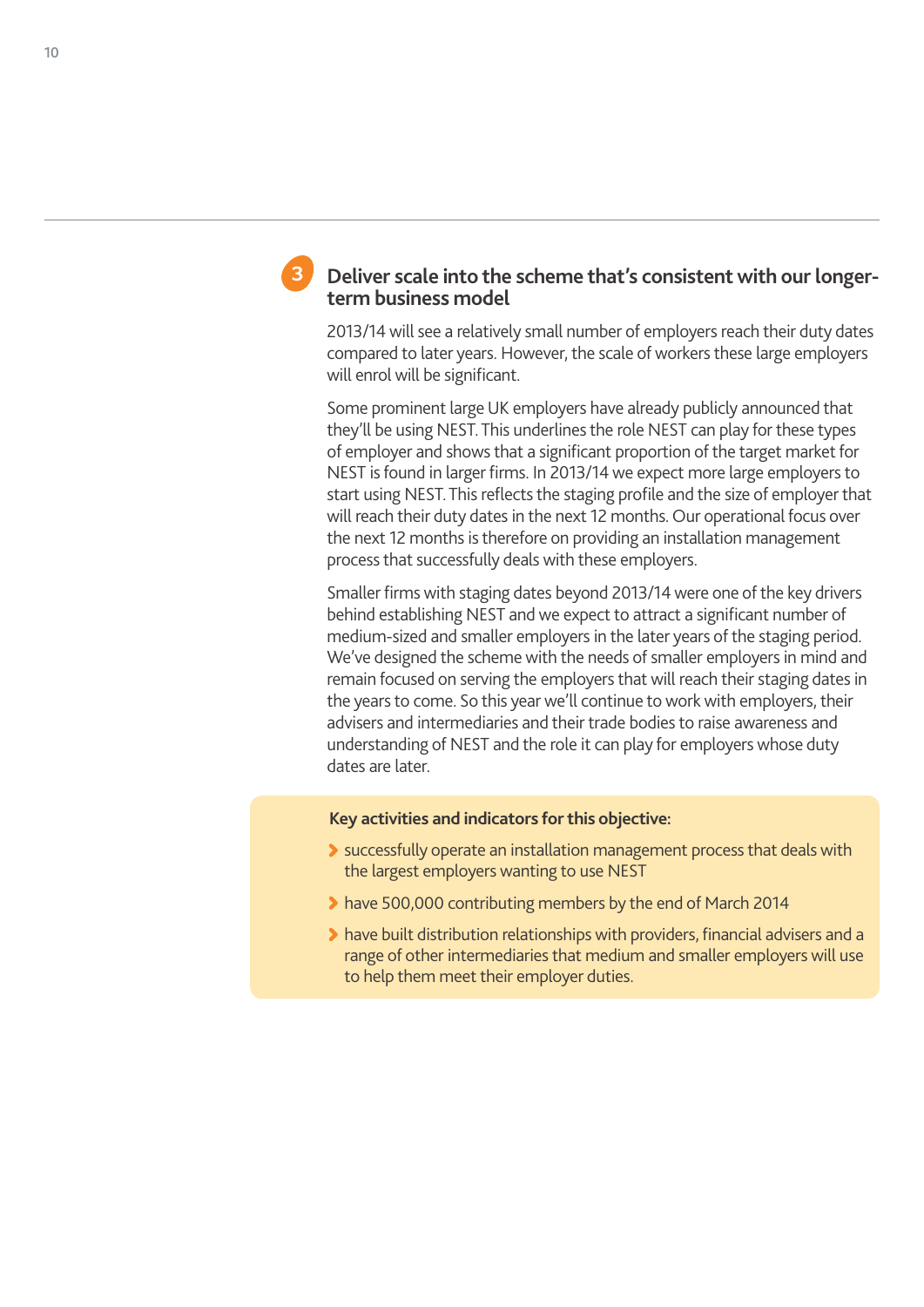## 3 Deliver scale into the scheme that's consistent with our longer-term business model

2013/14 will see a relatively small number of employers reach their duty dates compared to later years. However, the scale of workers these large employers will enrol will be significant.

Some prominent large UK employers have already publicly announced that they'll be using NEST. This underlines the role NEST can play for these types of employer and shows that a significant proportion of the target market for NEST is found in larger firms. In 2013/14 we expect more large employers to start using NEST. This reflects the staging profile and the size of employer that will reach their duty dates in the next 12 months. Our operational focus over the next 12 months is therefore on providing an installation management process that successfully deals with these employers.

Smaller firms with staging dates beyond 2013/14 were one of the key drivers behind establishing NEST and we expect to attract a significant number of medium-sized and smaller employers in the later years of the staging period. We've designed the scheme with the needs of smaller employers in mind and remain focused on serving the employers that will reach their staging dates in the years to come. So this year we'll continue to work with employers, their advisers and intermediaries and their trade bodies to raise awareness and understanding of NEST and the role it can play for employers whose duty dates are later.

**Key activities and indicators for this objective:**

- successfully operate an installation management process that deals with the largest employers wanting to use NEST
- have 500,000 contributing members by the end of March 2014
- have built distribution relationships with providers, financial advisers and a range of other intermediaries that medium and smaller employers will use to help them meet their employer duties.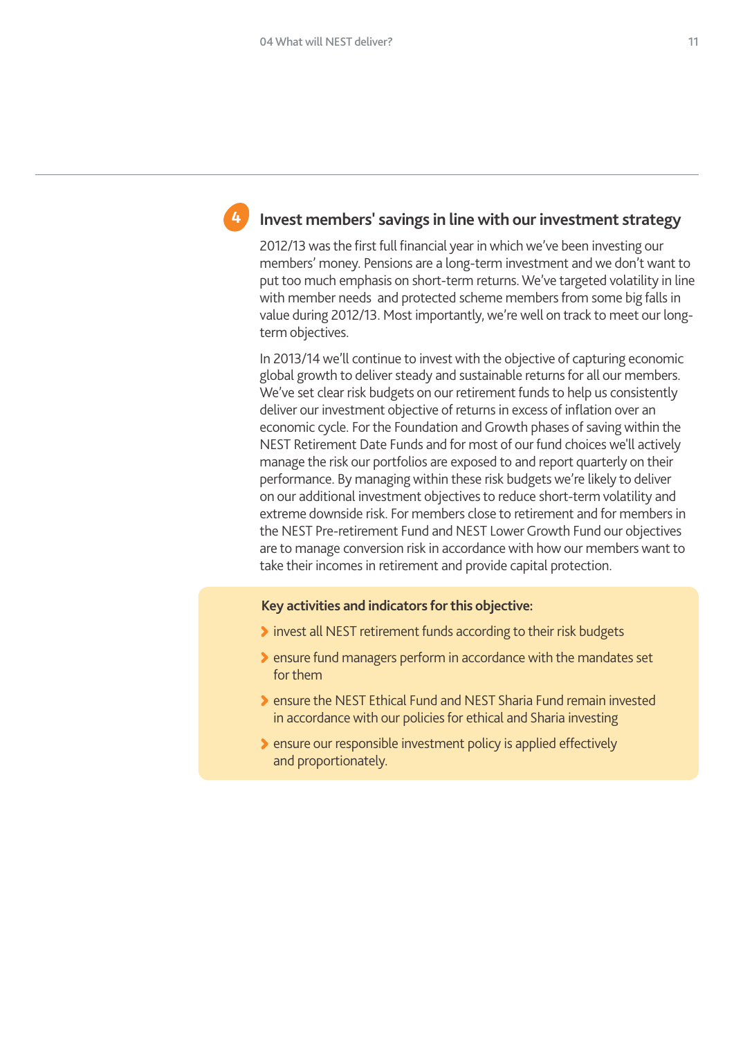## 4 Invest members' savings in line with our investment strategy

2012/13 was the first full financial year in which we've been investing our members' money. Pensions are a long-term investment and we don't want to put too much emphasis on short-term returns. We've targeted volatility in line with member needs and protected scheme members from some big falls in value during 2012/13. Most importantly, we're well on track to meet our long-term objectives.

In 2013/14 we'll continue to invest with the objective of capturing economic global growth to deliver steady and sustainable returns for all our members. We've set clear risk budgets on our retirement funds to help us consistently deliver our investment objective of returns in excess of inflation over an economic cycle. For the Foundation and Growth phases of saving within the NEST Retirement Date Funds and for most of our fund choices we'll actively manage the risk our portfolios are exposed to and report quarterly on their performance. By managing within these risk budgets we're likely to deliver on our additional investment objectives to reduce short-term volatility and extreme downside risk. For members close to retirement and for members in the NEST Pre-retirement Fund and NEST Lower Growth Fund our objectives are to manage conversion risk in accordance with how our members want to take their incomes in retirement and provide capital protection.

**Key activities and indicators for this objective:**

- invest all NEST retirement funds according to their risk budgets
- ensure fund managers perform in accordance with the mandates set for them
- ensure the NEST Ethical Fund and NEST Sharia Fund remain invested in accordance with our policies for ethical and Sharia investing
- ensure our responsible investment policy is applied effectively and proportionately.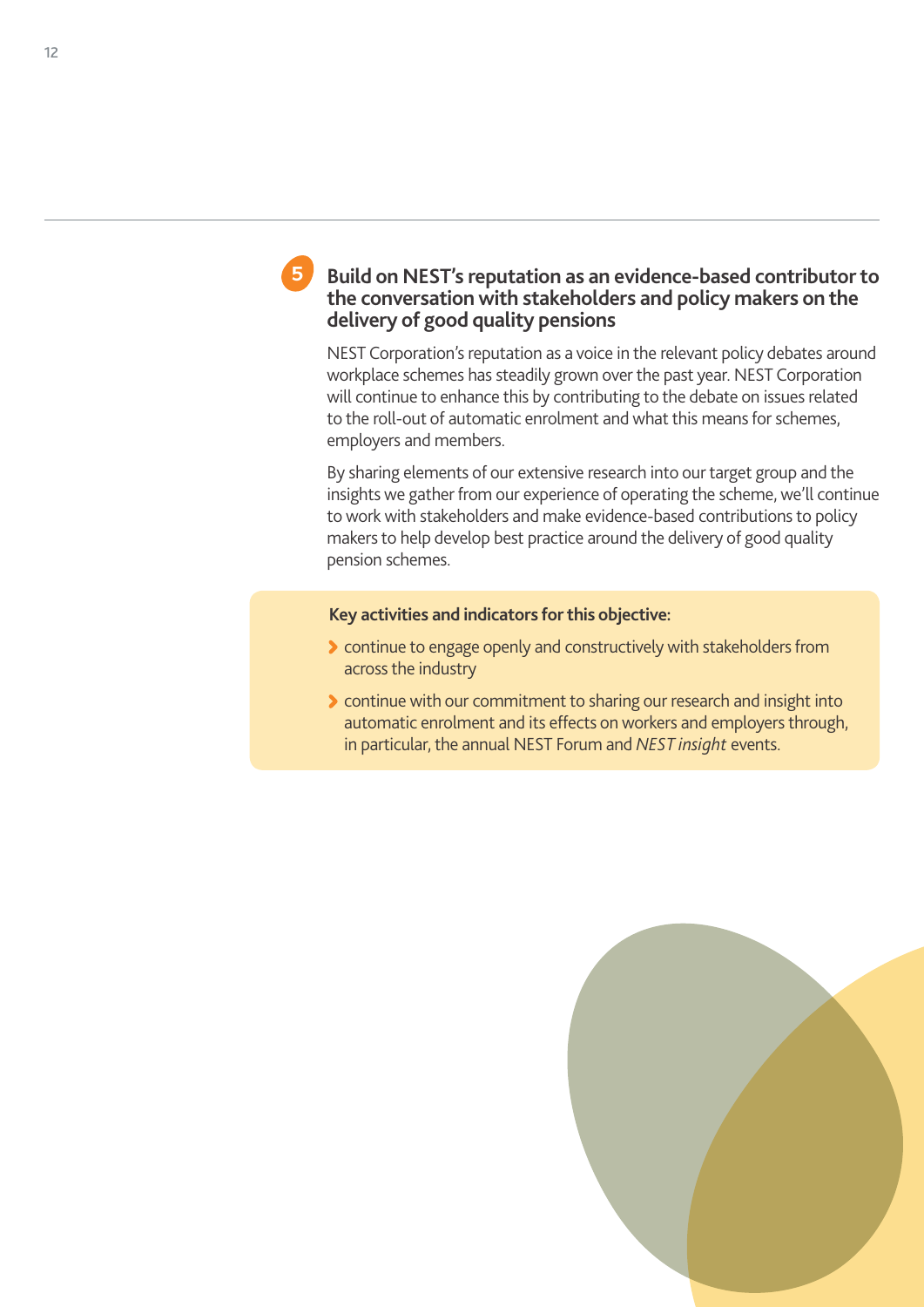## 5 Build on NEST's reputation as an evidence-based contributor to the conversation with stakeholders and policy makers on the delivery of good quality pensions

NEST Corporation's reputation as a voice in the relevant policy debates around workplace schemes has steadily grown over the past year. NEST Corporation will continue to enhance this by contributing to the debate on issues related to the roll-out of automatic enrolment and what this means for schemes, employers and members.

By sharing elements of our extensive research into our target group and the insights we gather from our experience of operating the scheme, we'll continue to work with stakeholders and make evidence-based contributions to policy makers to help develop best practice around the delivery of good quality pension schemes.

**Key activities and indicators for this objective:**

- continue to engage openly and constructively with stakeholders from across the industry
- continue with our commitment to sharing our research and insight into automatic enrolment and its effects on workers and employers through, in particular, the annual NEST Forum and *NEST insight* events.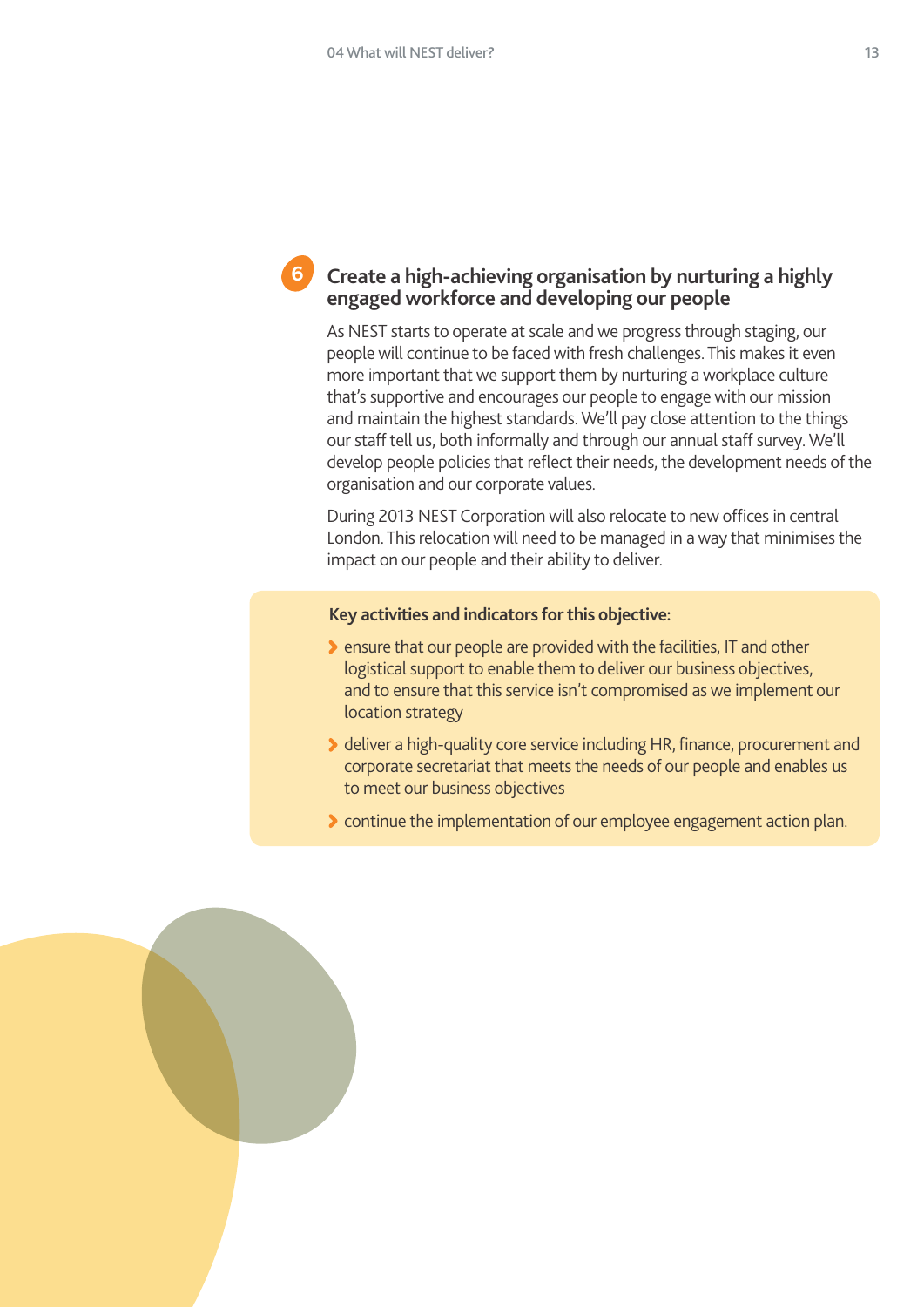## 6 Create a high-achieving organisation by nurturing a highly engaged workforce and developing our people

As NEST starts to operate at scale and we progress through staging, our people will continue to be faced with fresh challenges. This makes it even more important that we support them by nurturing a workplace culture that's supportive and encourages our people to engage with our mission and maintain the highest standards. We'll pay close attention to the things our staff tell us, both informally and through our annual staff survey. We'll develop people policies that reflect their needs, the development needs of the organisation and our corporate values.

During 2013 NEST Corporation will also relocate to new offices in central London. This relocation will need to be managed in a way that minimises the impact on our people and their ability to deliver.

**Key activities and indicators for this objective:**

- ensure that our people are provided with the facilities, IT and other logistical support to enable them to deliver our business objectives, and to ensure that this service isn't compromised as we implement our location strategy
- deliver a high-quality core service including HR, finance, procurement and corporate secretariat that meets the needs of our people and enables us to meet our business objectives
- continue the implementation of our employee engagement action plan.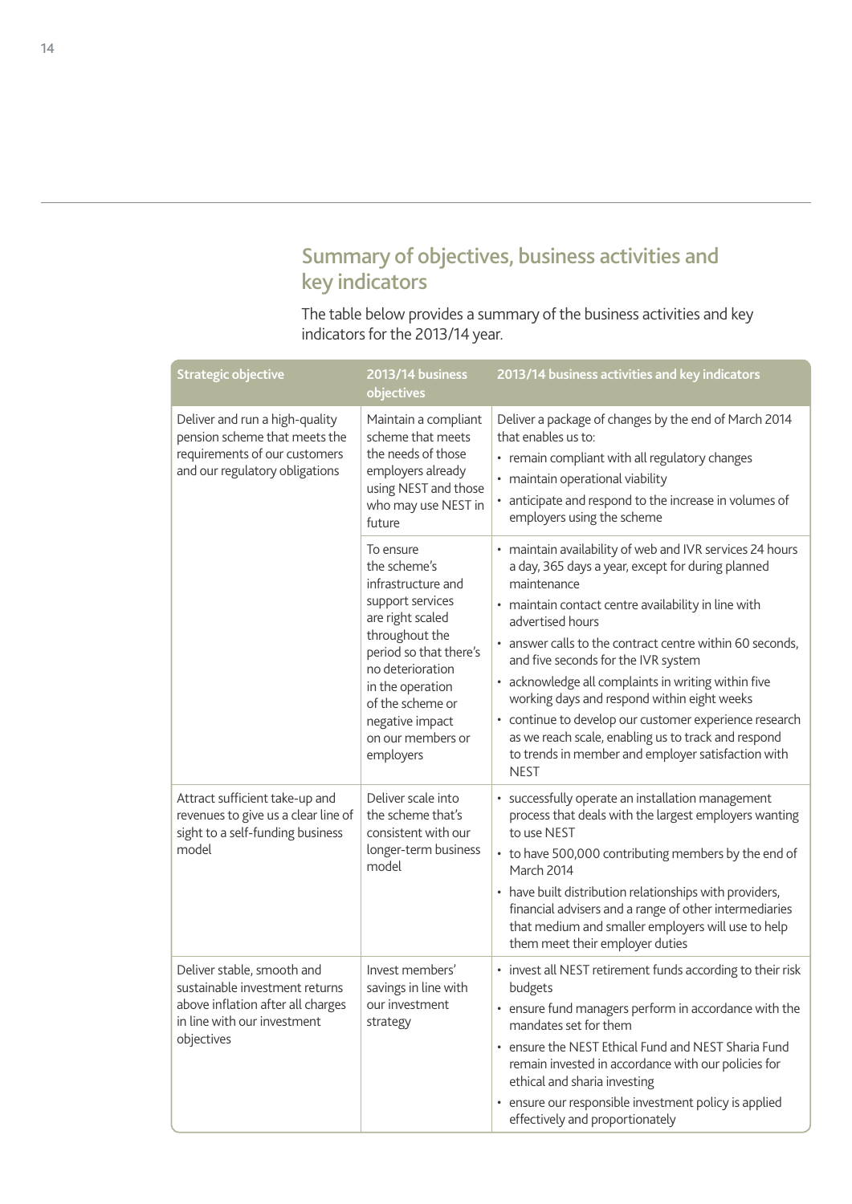## Summary of objectives, business activities and key indicators

The table below provides a summary of the business activities and key indicators for the 2013/14 year.

| Strategic objective | 2013/14 business objectives | 2013/14 business activities and key indicators |
|---|---|---|
| Deliver and run a high-quality pension scheme that meets the requirements of our customers and our regulatory obligations | Maintain a compliant scheme that meets the needs of those employers already using NEST and those who may use NEST in future | Deliver a package of changes by the end of March 2014 that enables us to:<br>• remain compliant with all regulatory changes<br>• maintain operational viability<br>• anticipate and respond to the increase in volumes of employers using the scheme |
| | To ensure the scheme's infrastructure and support services are right scaled throughout the period so that there's no deterioration in the operation of the scheme or negative impact on our members or employers | • maintain availability of web and IVR services 24 hours a day, 365 days a year, except for during planned maintenance<br>• maintain contact centre availability in line with advertised hours<br>• answer calls to the contract centre within 60 seconds, and five seconds for the IVR system<br>• acknowledge all complaints in writing within five working days and respond within eight weeks<br>• continue to develop our customer experience research as we reach scale, enabling us to track and respond to trends in member and employer satisfaction with NEST |
| Attract sufficient take-up and revenues to give us a clear line of sight to a self-funding business model | Deliver scale into the scheme that's consistent with our longer-term business model | • successfully operate an installation management process that deals with the largest employers wanting to use NEST<br>• to have 500,000 contributing members by the end of March 2014<br>• have built distribution relationships with providers, financial advisers and a range of other intermediaries that medium and smaller employers will use to help them meet their employer duties |
| Deliver stable, smooth and sustainable investment returns above inflation after all charges in line with our investment objectives | Invest members' savings in line with our investment strategy | • invest all NEST retirement funds according to their risk budgets<br>• ensure fund managers perform in accordance with the mandates set for them<br>• ensure the NEST Ethical Fund and NEST Sharia Fund remain invested in accordance with our policies for ethical and sharia investing<br>• ensure our responsible investment policy is applied effectively and proportionately |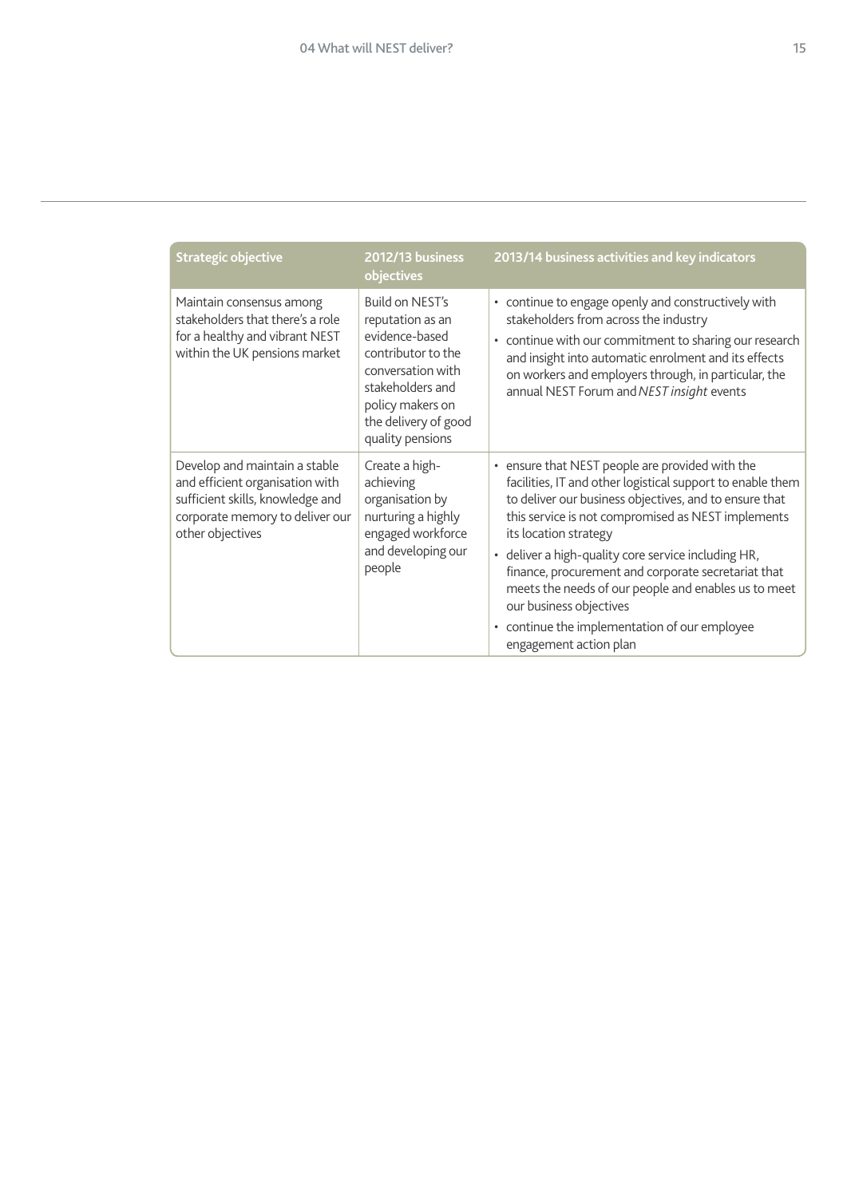| Strategic objective | 2012/13 business objectives | 2013/14 business activities and key indicators |
|---|---|---|
| Maintain consensus among stakeholders that there's a role for a healthy and vibrant NEST within the UK pensions market | Build on NEST's reputation as an evidence-based contributor to the conversation with stakeholders and policy makers on the delivery of good quality pensions | • continue to engage openly and constructively with stakeholders from across the industry<br>• continue with our commitment to sharing our research and insight into automatic enrolment and its effects on workers and employers through, in particular, the annual NEST Forum and *NEST insight* events |
| Develop and maintain a stable and efficient organisation with sufficient skills, knowledge and corporate memory to deliver our other objectives | Create a high-achieving organisation by nurturing a highly engaged workforce and developing our people | • ensure that NEST people are provided with the facilities, IT and other logistical support to enable them to deliver our business objectives, and to ensure that this service is not compromised as NEST implements its location strategy<br>• deliver a high-quality core service including HR, finance, procurement and corporate secretariat that meets the needs of our people and enables us to meet our business objectives<br>• continue the implementation of our employee engagement action plan |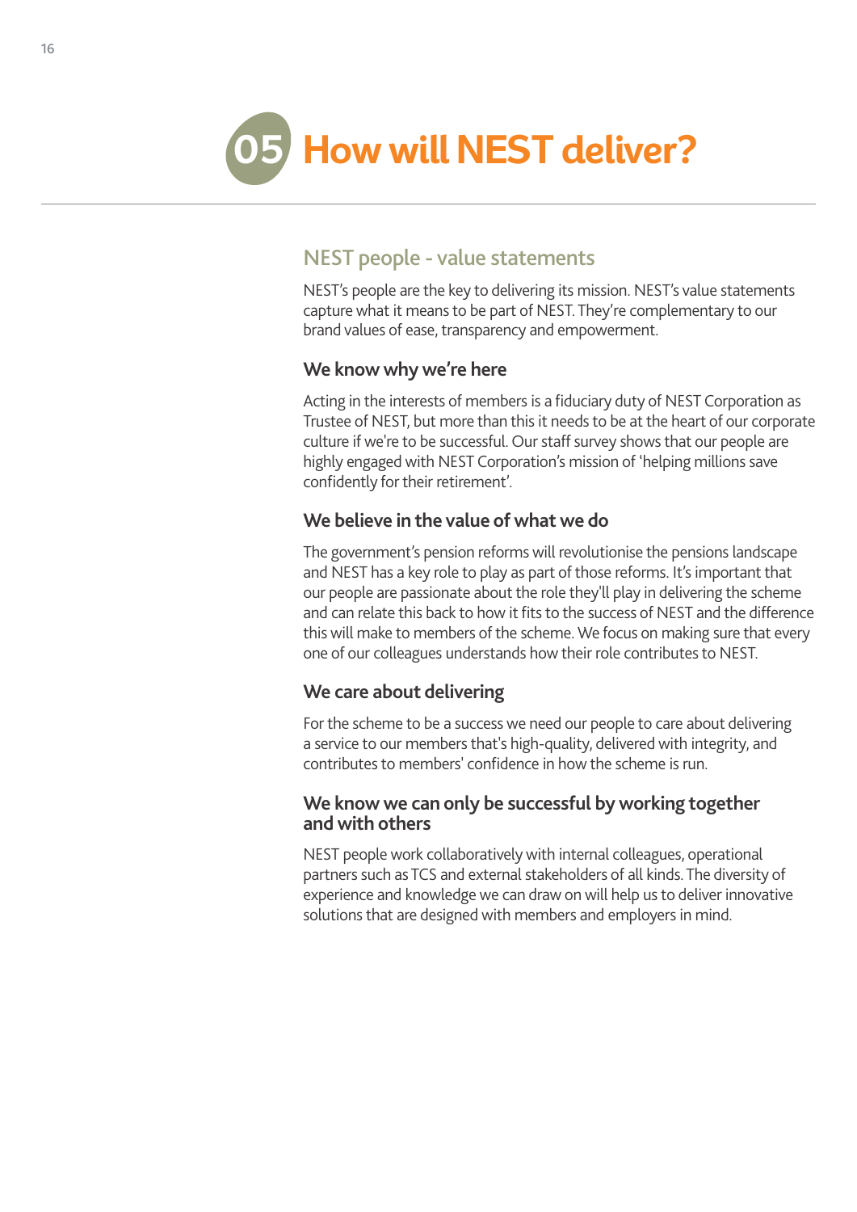# 05 How will NEST deliver?

## NEST people - value statements

NEST's people are the key to delivering its mission. NEST's value statements capture what it means to be part of NEST. They're complementary to our brand values of ease, transparency and empowerment.

### We know why we're here

Acting in the interests of members is a fiduciary duty of NEST Corporation as Trustee of NEST, but more than this it needs to be at the heart of our corporate culture if we're to be successful. Our staff survey shows that our people are highly engaged with NEST Corporation's mission of 'helping millions save confidently for their retirement'.

### We believe in the value of what we do

The government's pension reforms will revolutionise the pensions landscape and NEST has a key role to play as part of those reforms. It's important that our people are passionate about the role they'll play in delivering the scheme and can relate this back to how it fits to the success of NEST and the difference this will make to members of the scheme. We focus on making sure that every one of our colleagues understands how their role contributes to NEST.

### We care about delivering

For the scheme to be a success we need our people to care about delivering a service to our members that's high-quality, delivered with integrity, and contributes to members' confidence in how the scheme is run.

### We know we can only be successful by working together and with others

NEST people work collaboratively with internal colleagues, operational partners such as TCS and external stakeholders of all kinds. The diversity of experience and knowledge we can draw on will help us to deliver innovative solutions that are designed with members and employers in mind.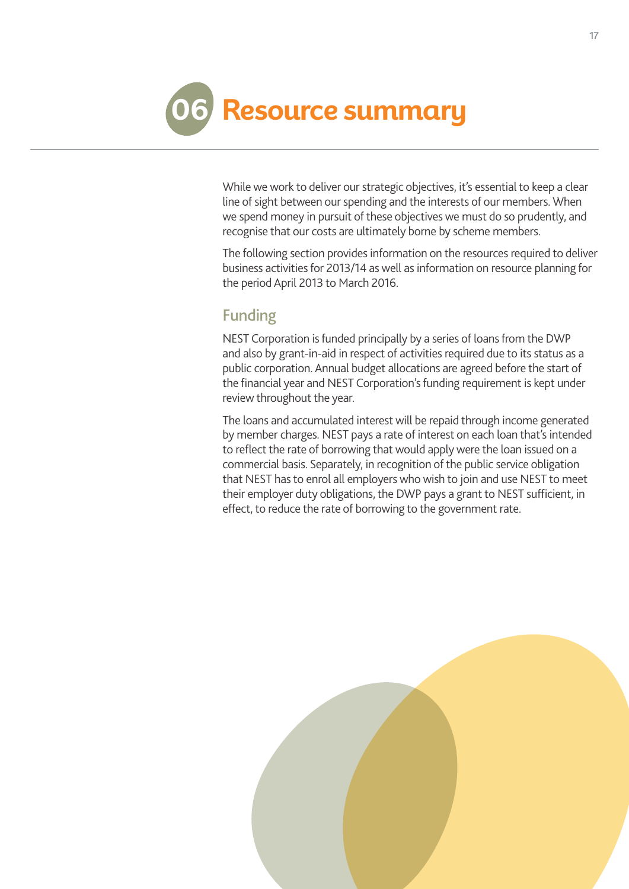# 06 Resource summary

While we work to deliver our strategic objectives, it's essential to keep a clear line of sight between our spending and the interests of our members. When we spend money in pursuit of these objectives we must do so prudently, and recognise that our costs are ultimately borne by scheme members.

The following section provides information on the resources required to deliver business activities for 2013/14 as well as information on resource planning for the period April 2013 to March 2016.

## Funding

NEST Corporation is funded principally by a series of loans from the DWP and also by grant-in-aid in respect of activities required due to its status as a public corporation. Annual budget allocations are agreed before the start of the financial year and NEST Corporation's funding requirement is kept under review throughout the year.

The loans and accumulated interest will be repaid through income generated by member charges. NEST pays a rate of interest on each loan that's intended to reflect the rate of borrowing that would apply were the loan issued on a commercial basis. Separately, in recognition of the public service obligation that NEST has to enrol all employers who wish to join and use NEST to meet their employer duty obligations, the DWP pays a grant to NEST sufficient, in effect, to reduce the rate of borrowing to the government rate.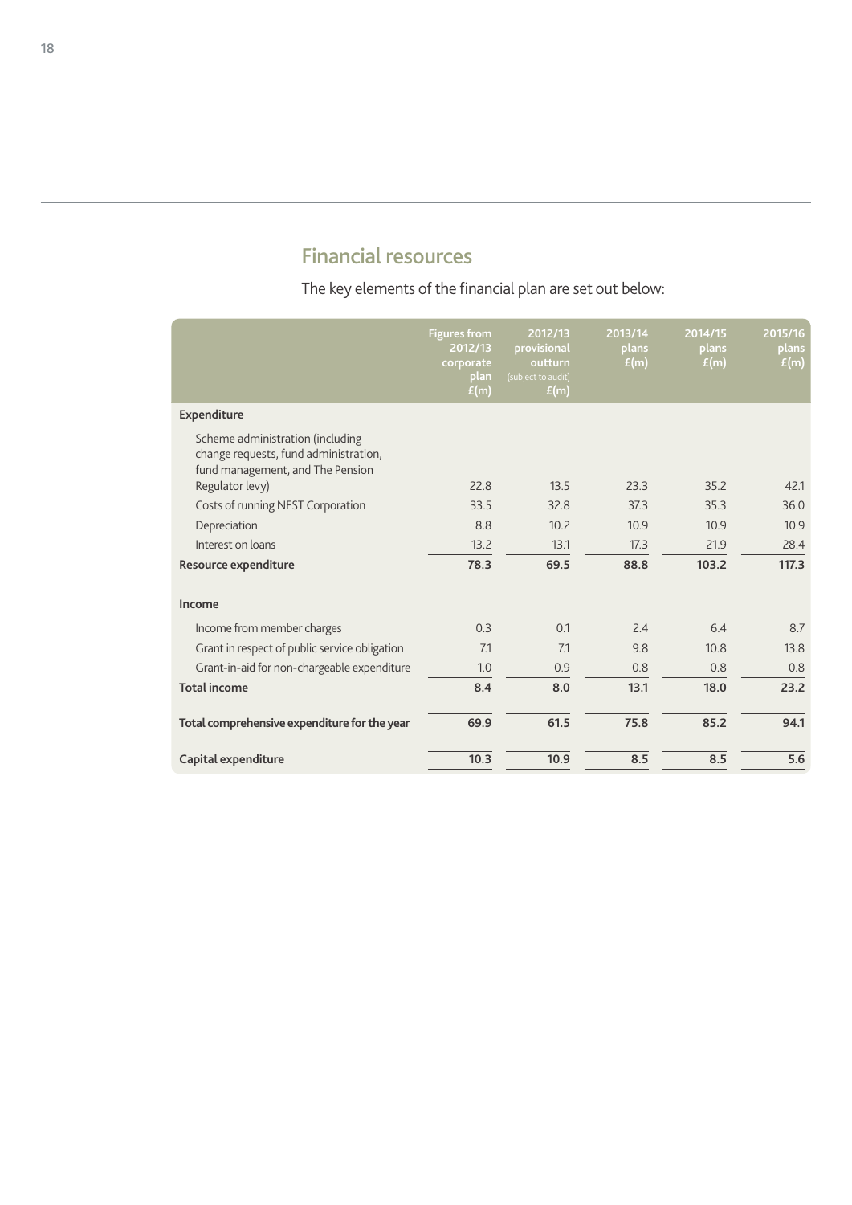## Financial resources

The key elements of the financial plan are set out below:

| | Figures from 2012/13 corporate plan £(m) | 2012/13 provisional outturn (subject to audit) £(m) | 2013/14 plans £(m) | 2014/15 plans £(m) | 2015/16 plans £(m) |
|---|---|---|---|---|---|
| **Expenditure** | | | | | |
| Scheme administration (including change requests, fund administration, fund management, and The Pension Regulator levy) | 22.8 | 13.5 | 23.3 | 35.2 | 42.1 |
| Costs of running NEST Corporation | 33.5 | 32.8 | 37.3 | 35.3 | 36.0 |
| Depreciation | 8.8 | 10.2 | 10.9 | 10.9 | 10.9 |
| Interest on loans | 13.2 | 13.1 | 17.3 | 21.9 | 28.4 |
| **Resource expenditure** | **78.3** | **69.5** | **88.8** | **103.2** | **117.3** |
| **Income** | | | | | |
| Income from member charges | 0.3 | 0.1 | 2.4 | 6.4 | 8.7 |
| Grant in respect of public service obligation | 7.1 | 7.1 | 9.8 | 10.8 | 13.8 |
| Grant-in-aid for non-chargeable expenditure | 1.0 | 0.9 | 0.8 | 0.8 | 0.8 |
| **Total income** | **8.4** | **8.0** | **13.1** | **18.0** | **23.2** |
| **Total comprehensive expenditure for the year** | **69.9** | **61.5** | **75.8** | **85.2** | **94.1** |
| **Capital expenditure** | **10.3** | **10.9** | **8.5** | **8.5** | **5.6** |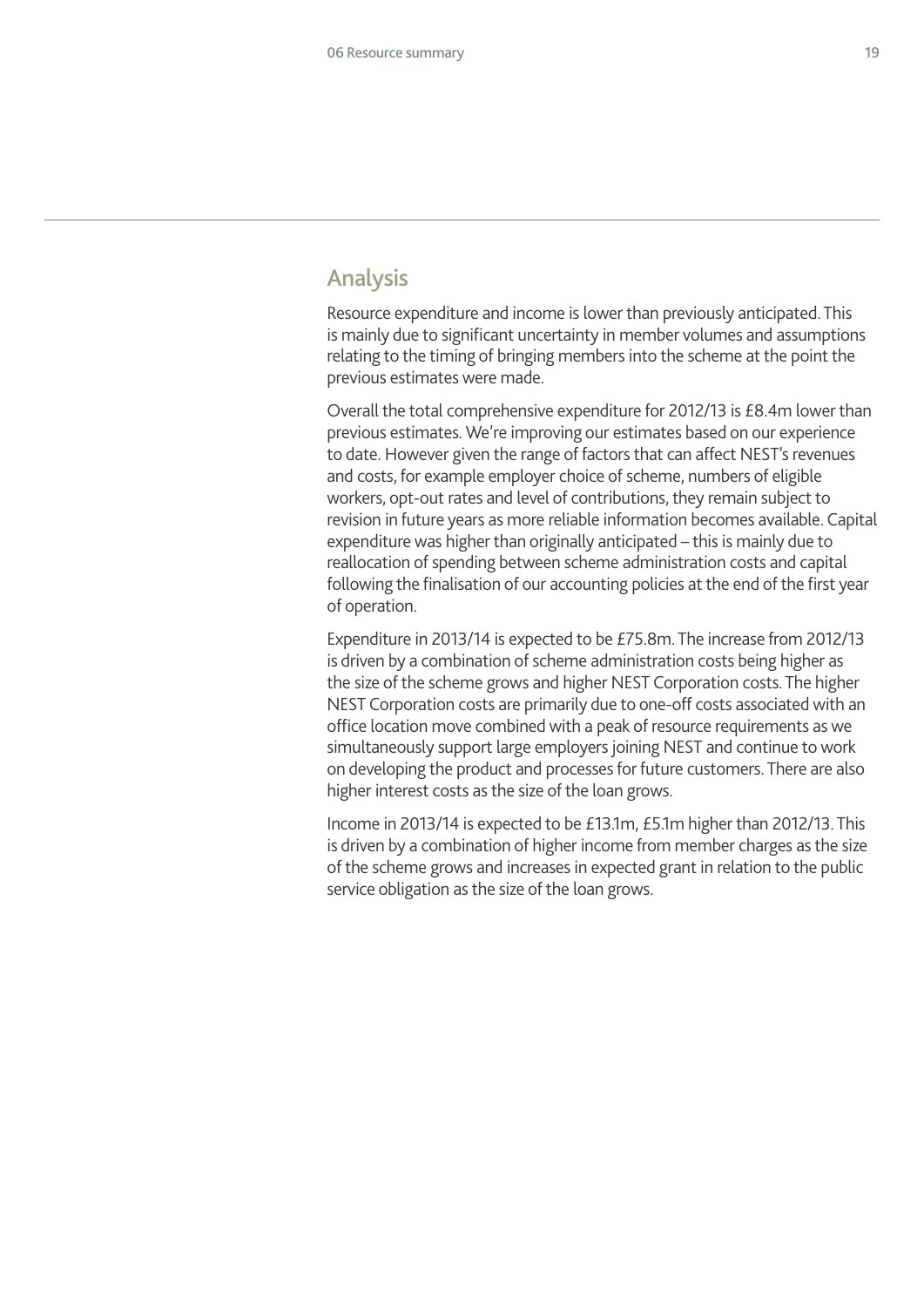## Analysis

Resource expenditure and income is lower than previously anticipated. This is mainly due to significant uncertainty in member volumes and assumptions relating to the timing of bringing members into the scheme at the point the previous estimates were made.

Overall the total comprehensive expenditure for 2012/13 is £8.4m lower than previous estimates. We're improving our estimates based on our experience to date. However given the range of factors that can affect NEST's revenues and costs, for example employer choice of scheme, numbers of eligible workers, opt-out rates and level of contributions, they remain subject to revision in future years as more reliable information becomes available. Capital expenditure was higher than originally anticipated – this is mainly due to reallocation of spending between scheme administration costs and capital following the finalisation of our accounting policies at the end of the first year of operation.

Expenditure in 2013/14 is expected to be £75.8m. The increase from 2012/13 is driven by a combination of scheme administration costs being higher as the size of the scheme grows and higher NEST Corporation costs. The higher NEST Corporation costs are primarily due to one-off costs associated with an office location move combined with a peak of resource requirements as we simultaneously support large employers joining NEST and continue to work on developing the product and processes for future customers. There are also higher interest costs as the size of the loan grows.

Income in 2013/14 is expected to be £13.1m, £5.1m higher than 2012/13. This is driven by a combination of higher income from member charges as the size of the scheme grows and increases in expected grant in relation to the public service obligation as the size of the loan grows.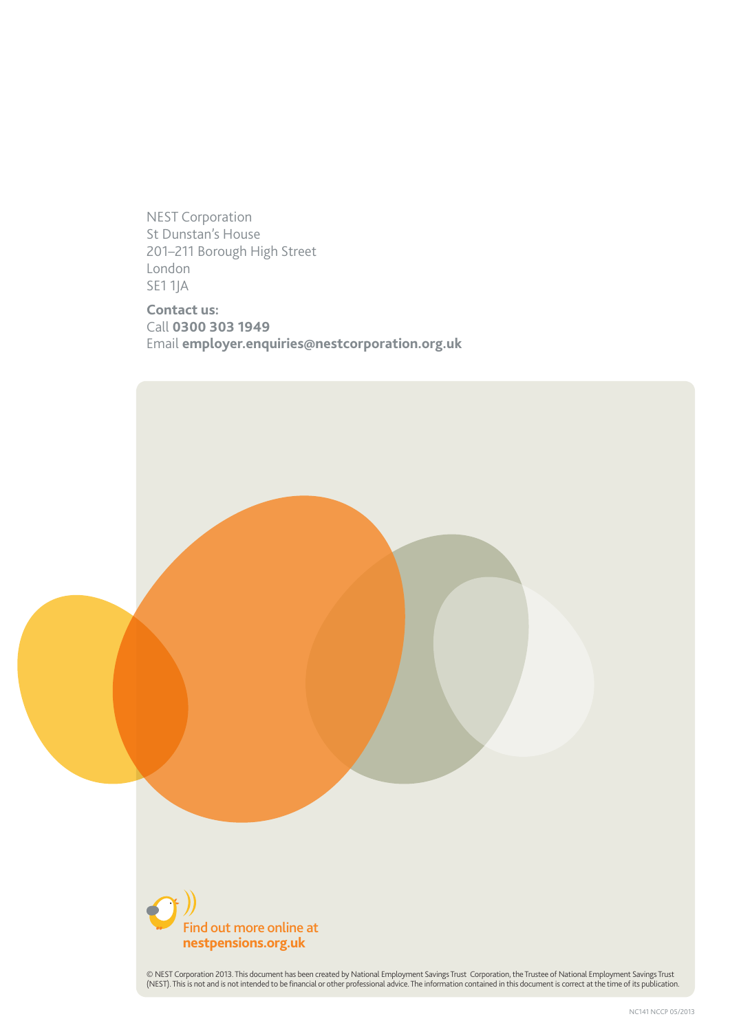NEST Corporation
St Dunstan's House
201–211 Borough High Street
London
SE1 1JA

**Contact us:**
Call **0300 303 1949**
Email **employer.enquiries@nestcorporation.org.uk**

Find out more online at
**nestpensions.org.uk**

© NEST Corporation 2013. This document has been created by National Employment Savings Trust Corporation, the Trustee of National Employment Savings Trust (NEST). This is not and is not intended to be financial or other professional advice. The information contained in this document is correct at the time of its publication.

NC141 NCCP 05/2013